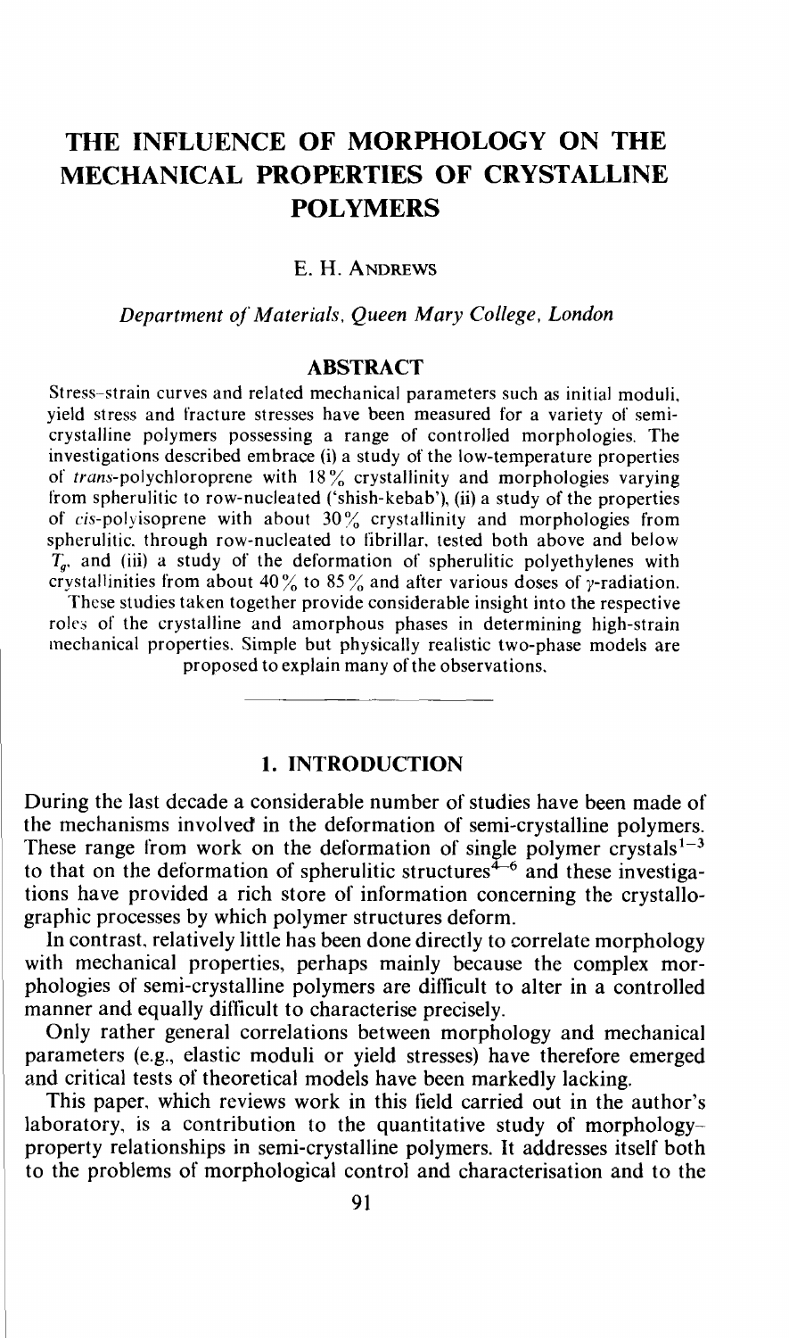# THE INFLUENCE OF MORPHOLOGY ON THE MECHANICAL PROPERTIES OF CRYSTALLINE POLYMERS

E. H. Andrews

*Department of Materials, Queen Mary College, London*

## ABSTRACT

Stress–strain curves and related mechanical parameters such as initial moduli, yield stress and fracture stresses have been measured for a variety of semi-crystalline polymers possessing a range of controlled morphologies. The investigations described embrace (i) a study of the low-temperature properties of *trans*-polychloroprene with 18% crystallinity and morphologies varying from spherulitic to row-nucleated ('shish-kebab'), (ii) a study of the properties of *cis*-polyisoprene with about 30% crystallinity and morphologies from spherulitic, through row-nucleated to fibrillar, tested both above and below $T_g$, and (iii) a study of the deformation of spherulitic polyethylenes with crystallinities from about 40% to 85% and after various doses of $\gamma$-radiation.

These studies taken together provide considerable insight into the respective roles of the crystalline and amorphous phases in determining high-strain mechanical properties. Simple but physically realistic two-phase models are proposed to explain many of the observations.

## 1. INTRODUCTION

During the last decade a considerable number of studies have been made of the mechanisms involved in the deformation of semi-crystalline polymers. These range from work on the deformation of single polymer crystals[1–3] to that on the deformation of spherulitic structures[4–6] and these investigations have provided a rich store of information concerning the crystallographic processes by which polymer structures deform.

In contrast, relatively little has been done directly to correlate morphology with mechanical properties, perhaps mainly because the complex morphologies of semi-crystalline polymers are difficult to alter in a controlled manner and equally difficult to characterise precisely.

Only rather general correlations between morphology and mechanical parameters (e.g., elastic moduli or yield stresses) have therefore emerged and critical tests of theoretical models have been markedly lacking.

This paper, which reviews work in this field carried out in the author's laboratory, is a contribution to the quantitative study of morphology–property relationships in semi-crystalline polymers. It addresses itself both to the problems of morphological control and characterisation and to the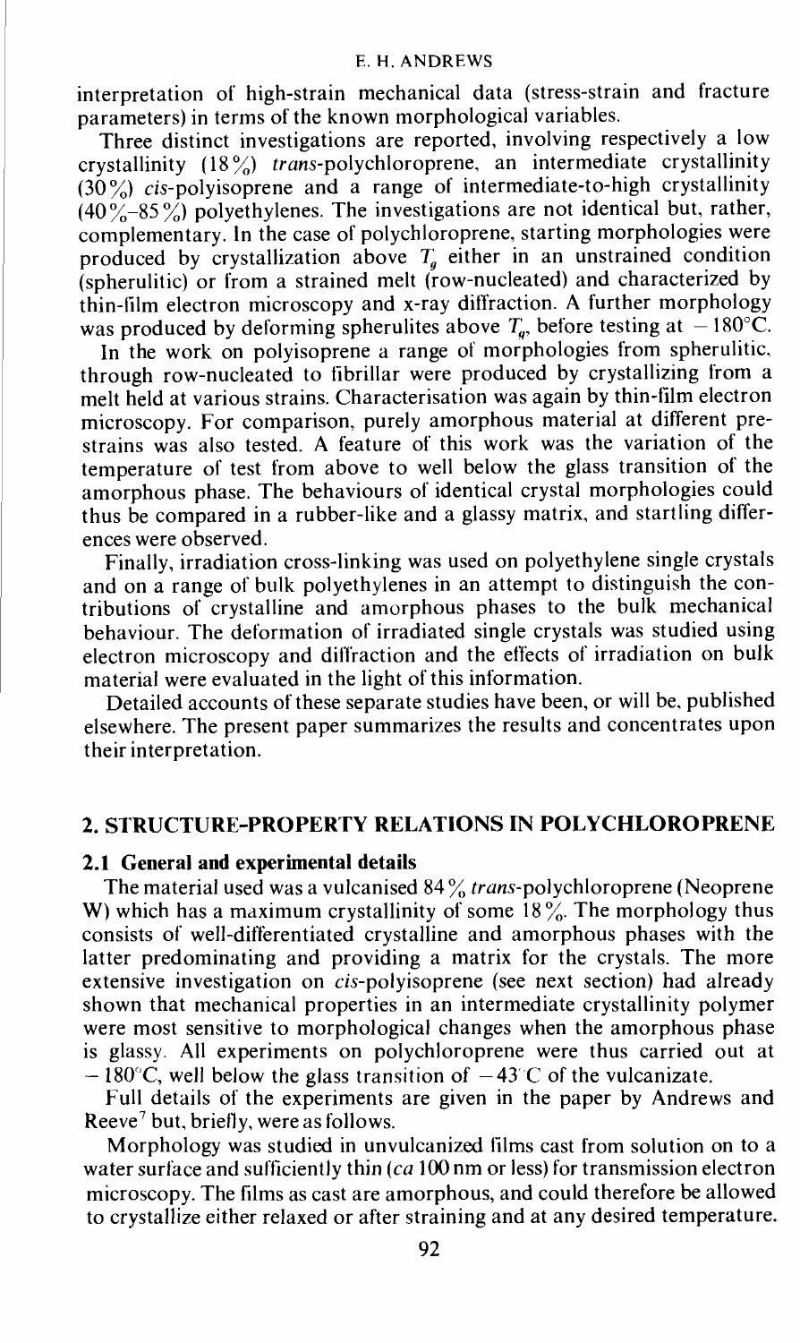interpretation of high-strain mechanical data (stress-strain and fracture parameters) in terms of the known morphological variables.

Three distinct investigations are reported, involving respectively a low crystallinity (18%) *trans*-polychloroprene, an intermediate crystallinity (30%) *cis*-polyisoprene and a range of intermediate-to-high crystallinity (40%–85%) polyethylenes. The investigations are not identical but, rather, complementary. In the case of polychloroprene, starting morphologies were produced by crystallization above $T_g$ either in an unstrained condition (spherulitic) or from a strained melt (row-nucleated) and characterized by thin-film electron microscopy and x-ray diffraction. A further morphology was produced by deforming spherulites above $T_g$, before testing at $-180°C$.

In the work on polyisoprene a range of morphologies from spherulitic, through row-nucleated to fibrillar were produced by crystallizing from a melt held at various strains. Characterisation was again by thin-film electron microscopy. For comparison, purely amorphous material at different pre-strains was also tested. A feature of this work was the variation of the temperature of test from above to well below the glass transition of the amorphous phase. The behaviours of identical crystal morphologies could thus be compared in a rubber-like and a glassy matrix, and startling differences were observed.

Finally, irradiation cross-linking was used on polyethylene single crystals and on a range of bulk polyethylenes in an attempt to distinguish the contributions of crystalline and amorphous phases to the bulk mechanical behaviour. The deformation of irradiated single crystals was studied using electron microscopy and diffraction and the effects of irradiation on bulk material were evaluated in the light of this information.

Detailed accounts of these separate studies have been, or will be, published elsewhere. The present paper summarizes the results and concentrates upon their interpretation.

## 2. STRUCTURE-PROPERTY RELATIONS IN POLYCHLOROPRENE

### 2.1 General and experimental details

The material used was a vulcanised 84% *trans*-polychloroprene (Neoprene W) which has a maximum crystallinity of some 18%. The morphology thus consists of well-differentiated crystalline and amorphous phases with the latter predominating and providing a matrix for the crystals. The more extensive investigation on *cis*-polyisoprene (see next section) had already shown that mechanical properties in an intermediate crystallinity polymer were most sensitive to morphological changes when the amorphous phase is glassy. All experiments on polychloroprene were thus carried out at $-180°C$, well below the glass transition of $-43°C$ of the vulcanizate.

Full details of the experiments are given in the paper by Andrews and Reeve[7] but, briefly, were as follows.

Morphology was studied in unvulcanized films cast from solution on to a water surface and sufficiently thin (*ca* 100 nm or less) for transmission electron microscopy. The films as cast are amorphous, and could therefore be allowed to crystallize either relaxed or after straining and at any desired temperature.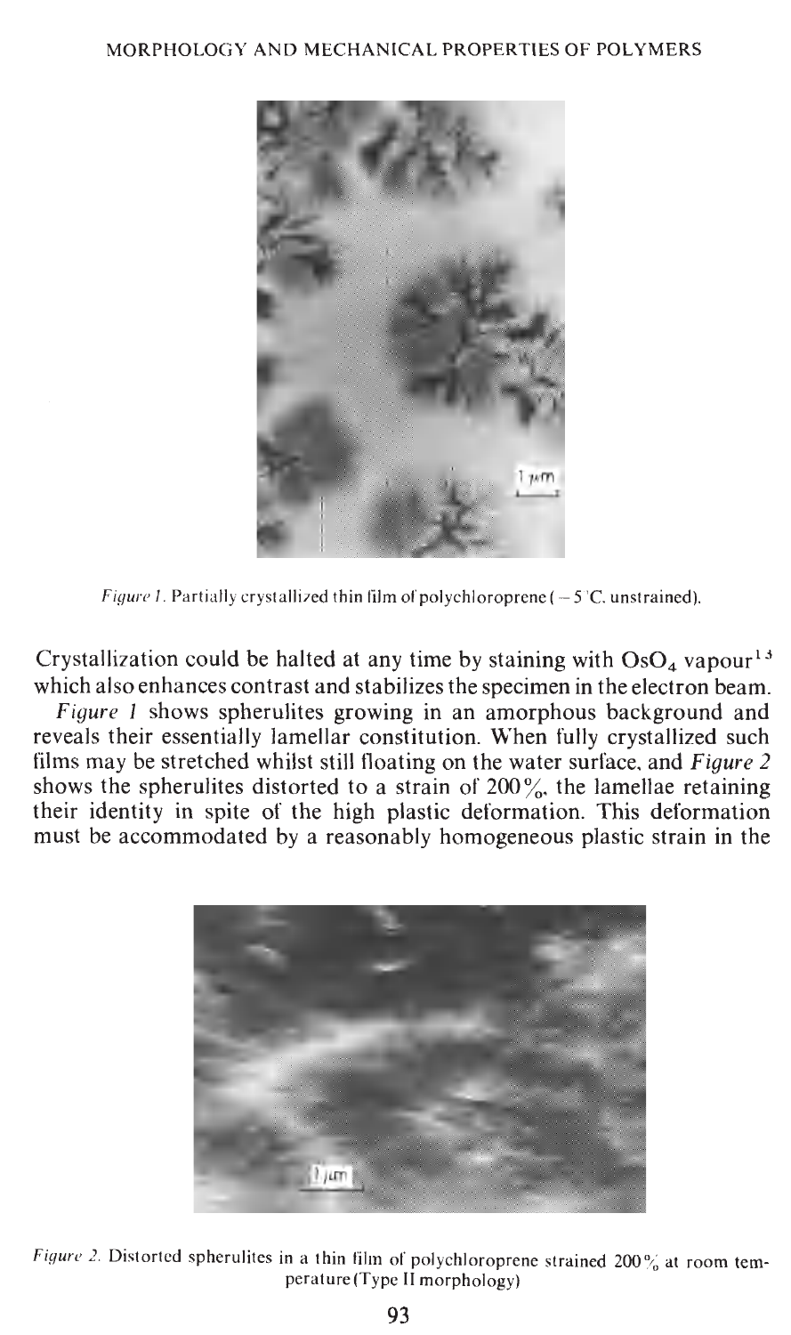Figure 1. Partially crystallized thin film of polychloroprene (−5 °C, unstrained).

Crystallization could be halted at any time by staining with $OsO_4$ vapour[13] which also enhances contrast and stabilizes the specimen in the electron beam.

*Figure 1* shows spherulites growing in an amorphous background and reveals their essentially lamellar constitution. When fully crystallized such films may be stretched whilst still floating on the water surface, and *Figure 2* shows the spherulites distorted to a strain of 200%, the lamellae retaining their identity in spite of the high plastic deformation. This deformation must be accommodated by a reasonably homogeneous plastic strain in the

Figure 2. Distorted spherulites in a thin film of polychloroprene strained 200% at room temperature (Type II morphology)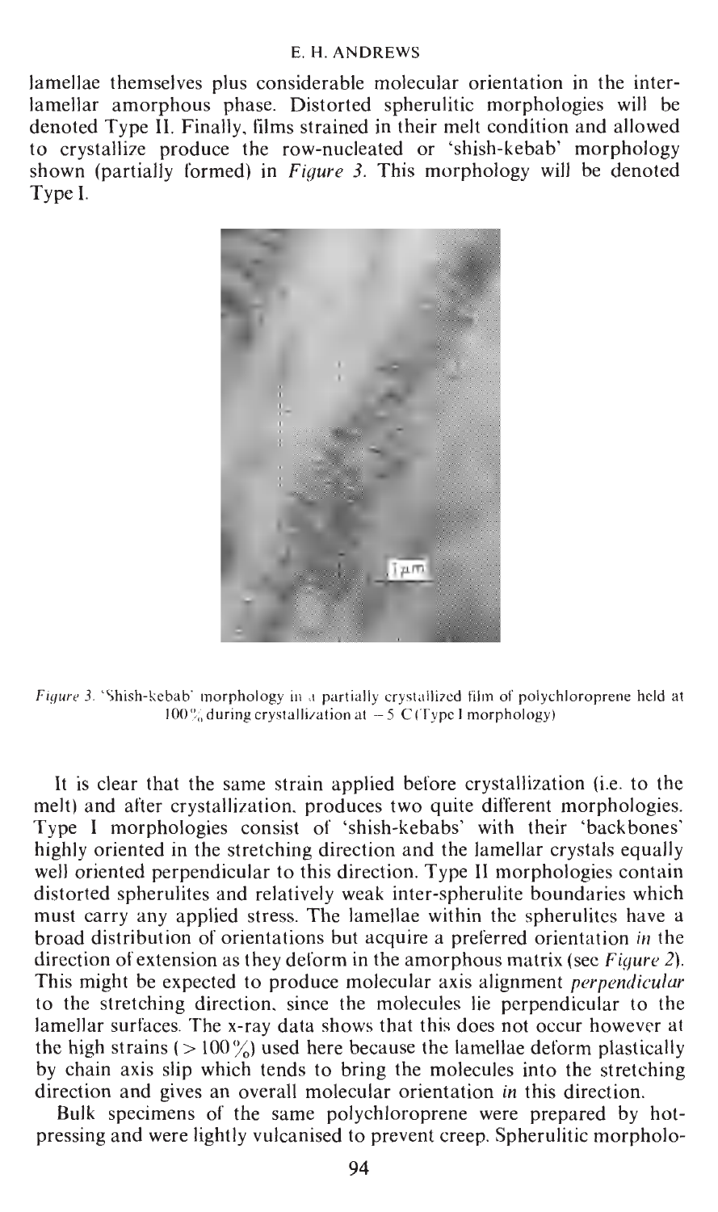lamellae themselves plus considerable molecular orientation in the inter-lamellar amorphous phase. Distorted spherulitic morphologies will be denoted Type II. Finally, films strained in their melt condition and allowed to crystallize produce the row-nucleated or 'shish-kebab' morphology shown (partially formed) in *Figure 3*. This morphology will be denoted Type I.

*Figure 3.* 'Shish-kebab' morphology in a partially crystallized film of polychloroprene held at 100% during crystallization at −5 C (Type I morphology)

It is clear that the same strain applied before crystallization (i.e. to the melt) and after crystallization, produces two quite different morphologies. Type I morphologies consist of 'shish-kebabs' with their 'backbones' highly oriented in the stretching direction and the lamellar crystals equally well oriented perpendicular to this direction. Type II morphologies contain distorted spherulites and relatively weak inter-spherulite boundaries which must carry any applied stress. The lamellae within the spherulites have a broad distribution of orientations but acquire a preferred orientation *in* the direction of extension as they deform in the amorphous matrix (see *Figure 2*). This might be expected to produce molecular axis alignment *perpendicular* to the stretching direction, since the molecules lie perpendicular to the lamellar surfaces. The x-ray data shows that this does not occur however at the high strains (> 100%) used here because the lamellae deform plastically by chain axis slip which tends to bring the molecules into the stretching direction and gives an overall molecular orientation *in* this direction.

Bulk specimens of the same polychloroprene were prepared by hot-pressing and were lightly vulcanised to prevent creep. Spherulitic morpholo-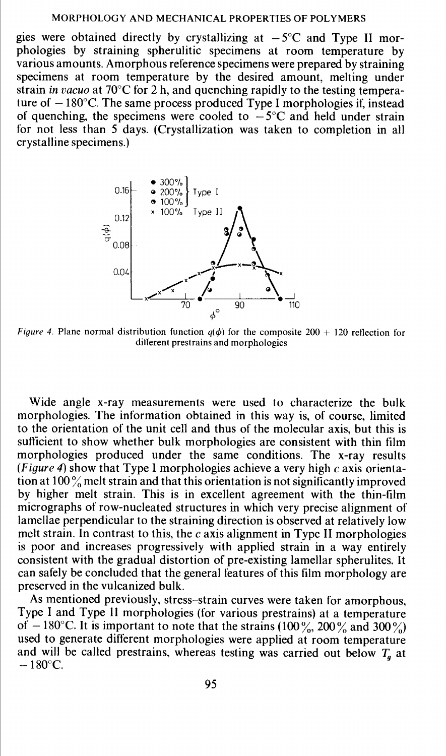gies were obtained directly by crystallizing at $-5°C$ and Type II morphologies by straining spherulitic specimens at room temperature by various amounts. Amorphous reference specimens were prepared by straining specimens at room temperature by the desired amount, melting under strain *in vacuo* at 70°C for 2 h, and quenching rapidly to the testing temperature of $-180°C$. The same process produced Type I morphologies if, instead of quenching, the specimens were cooled to $-5°C$ and held under strain for not less than 5 days. (Crystallization was taken to completion in all crystalline specimens.)

*Figure 4.* Plane normal distribution function $q(\phi)$ for the composite 200 + 120 reflection for different prestrains and morphologies

Wide angle x-ray measurements were used to characterize the bulk morphologies. The information obtained in this way is, of course, limited to the orientation of the unit cell and thus of the molecular axis, but this is sufficient to show whether bulk morphologies are consistent with thin film morphologies produced under the same conditions. The x-ray results (*Figure 4*) show that Type I morphologies achieve a very high $c$ axis orientation at 100% melt strain and that this orientation is not significantly improved by higher melt strain. This is in excellent agreement with the thin-film micrographs of row-nucleated structures in which very precise alignment of lamellae perpendicular to the straining direction is observed at relatively low melt strain. In contrast to this, the $c$ axis alignment in Type II morphologies is poor and increases progressively with applied strain in a way entirely consistent with the gradual distortion of pre-existing lamellar spherulites. It can safely be concluded that the general features of this film morphology are preserved in the vulcanized bulk.

As mentioned previously, stress–strain curves were taken for amorphous, Type I and Type II morphologies (for various prestrains) at a temperature of $-180°C$. It is important to note that the strains (100%, 200% and 300%) used to generate different morphologies were applied at room temperature and will be called prestrains, whereas testing was carried out below $T_g$ at $-180°C$.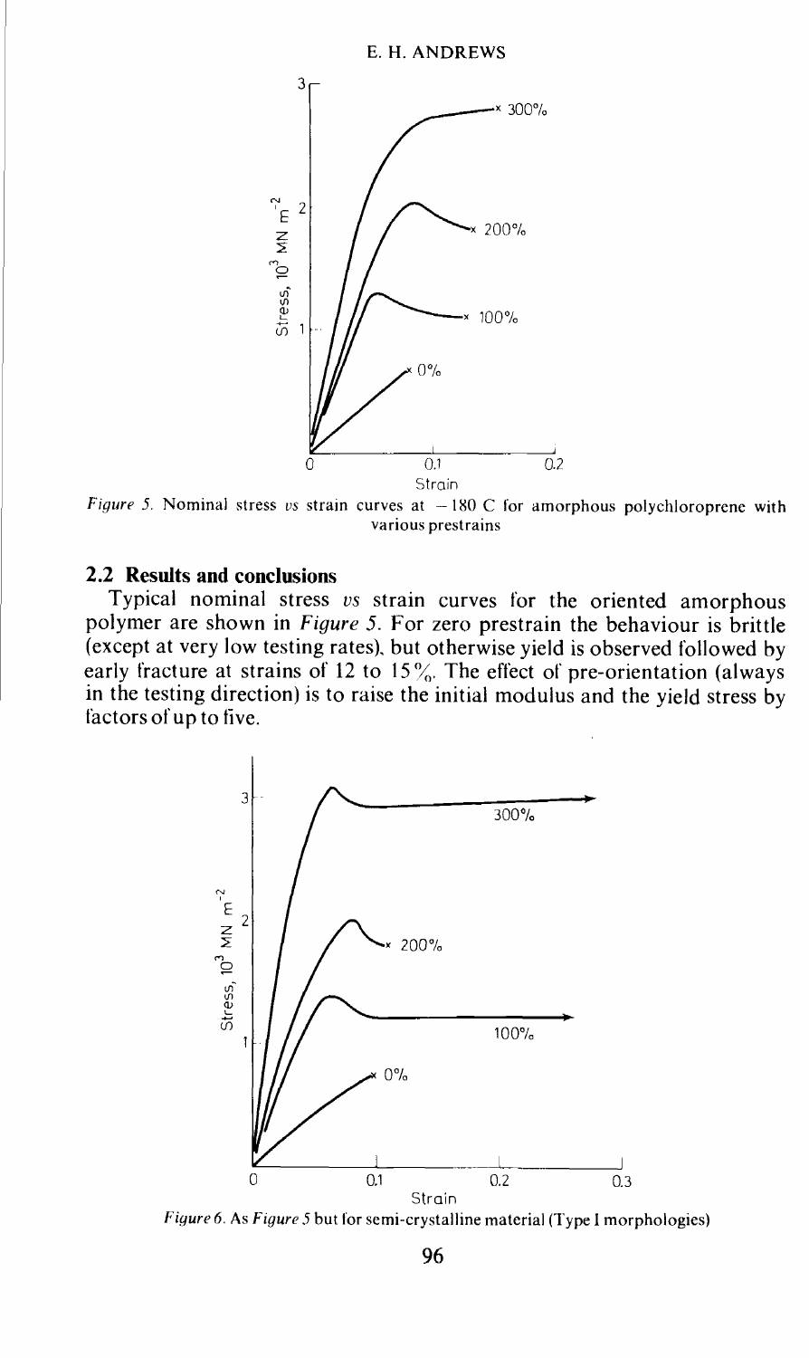Figure 5. Nominal stress *vs* strain curves at −180 C for amorphous polychloroprene with various prestrains

## 2.2 Results and conclusions

Typical nominal stress *vs* strain curves for the oriented amorphous polymer are shown in *Figure 5*. For zero prestrain the behaviour is brittle (except at very low testing rates), but otherwise yield is observed followed by early fracture at strains of 12 to 15%. The effect of pre-orientation (always in the testing direction) is to raise the initial modulus and the yield stress by factors of up to five.

*Figure 6*. As *Figure 5* but for semi-crystalline material (Type I morphologies)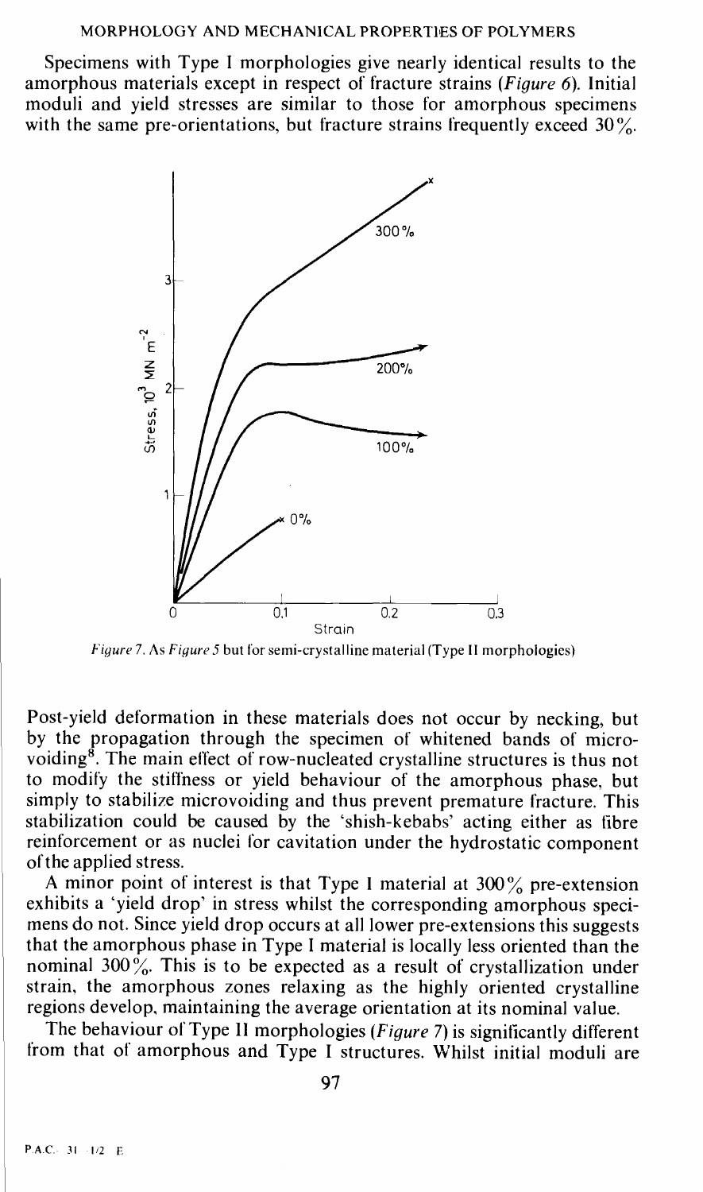Specimens with Type I morphologies give nearly identical results to the amorphous materials except in respect of fracture strains (*Figure 6*). Initial moduli and yield stresses are similar to those for amorphous specimens with the same pre-orientations, but fracture strains frequently exceed 30%.

*Figure 7.* As *Figure 5* but for semi-crystalline material (Type II morphologies)

Post-yield deformation in these materials does not occur by necking, but by the propagation through the specimen of whitened bands of microvoiding[8]. The main effect of row-nucleated crystalline structures is thus not to modify the stiffness or yield behaviour of the amorphous phase, but simply to stabilize microvoiding and thus prevent premature fracture. This stabilization could be caused by the 'shish-kebabs' acting either as fibre reinforcement or as nuclei for cavitation under the hydrostatic component of the applied stress.

A minor point of interest is that Type I material at 300% pre-extension exhibits a 'yield drop' in stress whilst the corresponding amorphous specimens do not. Since yield drop occurs at all lower pre-extensions this suggests that the amorphous phase in Type I material is locally less oriented than the nominal 300%. This is to be expected as a result of crystallization under strain, the amorphous zones relaxing as the highly oriented crystalline regions develop, maintaining the average orientation at its nominal value.

The behaviour of Type II morphologies (*Figure 7*) is significantly different from that of amorphous and Type I structures. Whilst initial moduli are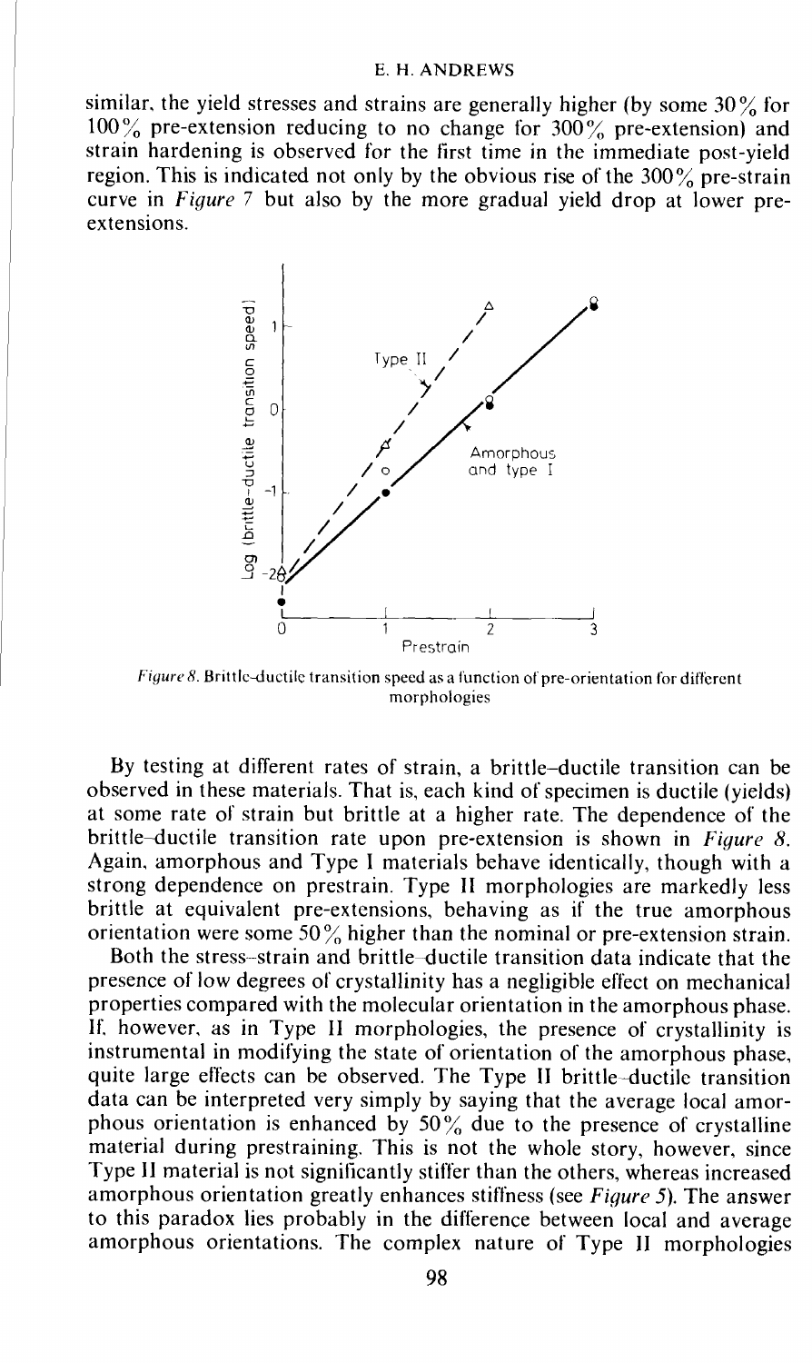similar, the yield stresses and strains are generally higher (by some 30% for 100% pre-extension reducing to no change for 300% pre-extension) and strain hardening is observed for the first time in the immediate post-yield region. This is indicated not only by the obvious rise of the 300% pre-strain curve in *Figure* 7 but also by the more gradual yield drop at lower pre-extensions.

*Figure 8.* Brittle-ductile transition speed as a function of pre-orientation for different morphologies

By testing at different rates of strain, a brittle–ductile transition can be observed in these materials. That is, each kind of specimen is ductile (yields) at some rate of strain but brittle at a higher rate. The dependence of the brittle–ductile transition rate upon pre-extension is shown in *Figure 8*. Again, amorphous and Type I materials behave identically, though with a strong dependence on prestrain. Type II morphologies are markedly less brittle at equivalent pre-extensions, behaving as if the true amorphous orientation were some 50% higher than the nominal or pre-extension strain.

Both the stress–strain and brittle–ductile transition data indicate that the presence of low degrees of crystallinity has a negligible effect on mechanical properties compared with the molecular orientation in the amorphous phase. If, however, as in Type II morphologies, the presence of crystallinity is instrumental in modifying the state of orientation of the amorphous phase, quite large effects can be observed. The Type II brittle–ductile transition data can be interpreted very simply by saying that the average local amorphous orientation is enhanced by 50% due to the presence of crystalline material during prestraining. This is not the whole story, however, since Type II material is not significantly stiffer than the others, whereas increased amorphous orientation greatly enhances stiffness (see *Figure 5*). The answer to this paradox lies probably in the difference between local and average amorphous orientations. The complex nature of Type II morphologies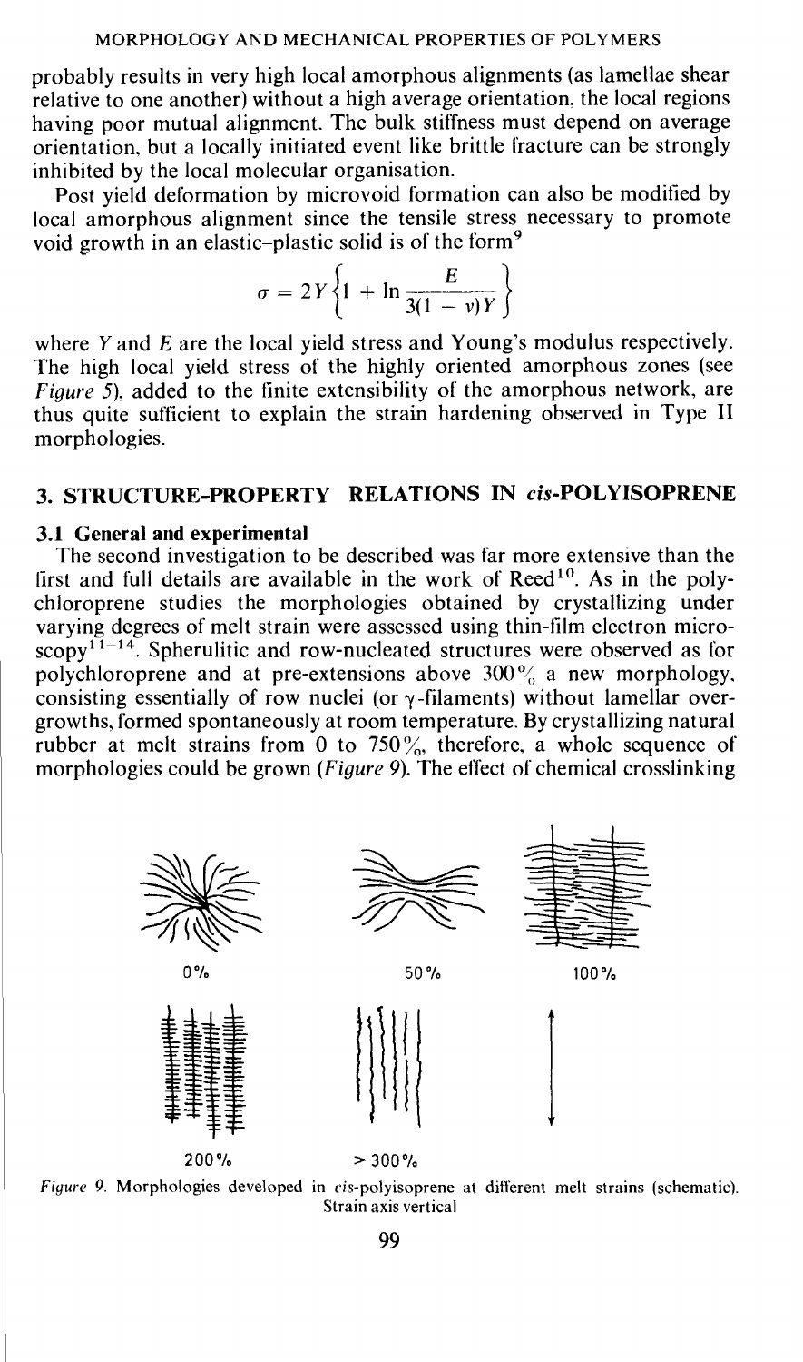probably results in very high local amorphous alignments (as lamellae shear relative to one another) without a high average orientation, the local regions having poor mutual alignment. The bulk stiffness must depend on average orientation, but a locally initiated event like brittle fracture can be strongly inhibited by the local molecular organisation.

Post yield deformation by microvoid formation can also be modified by local amorphous alignment since the tensile stress necessary to promote void growth in an elastic–plastic solid is of the form[9]

$$\sigma = 2Y\left\{1 + \ln\frac{E}{3(1-\nu)Y}\right\}$$

where $Y$ and $E$ are the local yield stress and Young's modulus respectively. The high local yield stress of the highly oriented amorphous zones (see *Figure 5*), added to the finite extensibility of the amorphous network, are thus quite sufficient to explain the strain hardening observed in Type II morphologies.

## 3. STRUCTURE-PROPERTY RELATIONS IN *cis*-POLYISOPRENE

### 3.1 General and experimental

The second investigation to be described was far more extensive than the first and full details are available in the work of Reed[10]. As in the polychloroprene studies the morphologies obtained by crystallizing under varying degrees of melt strain were assessed using thin-film electron microscopy[11-14]. Spherulitic and row-nucleated structures were observed as for polychloroprene and at pre-extensions above 300% a new morphology, consisting essentially of row nuclei (or $\gamma$-filaments) without lamellar overgrowths, formed spontaneously at room temperature. By crystallizing natural rubber at melt strains from 0 to 750%, therefore, a whole sequence of morphologies could be grown (*Figure 9*). The effect of chemical crosslinking

0% 50% 100%

200% > 300%

*Figure 9.* Morphologies developed in *cis*-polyisoprene at different melt strains (schematic). Strain axis vertical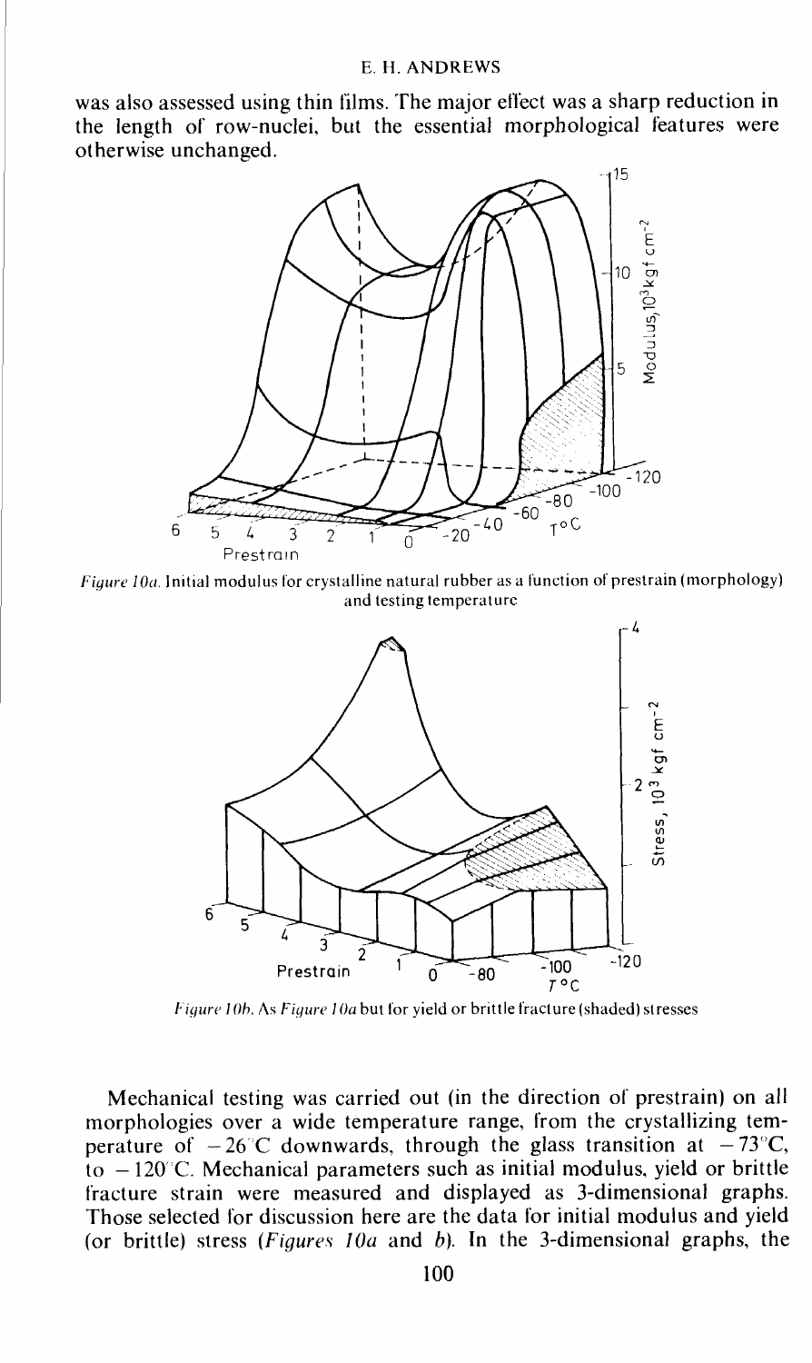was also assessed using thin films. The major effect was a sharp reduction in the length of row-nuclei, but the essential morphological features were otherwise unchanged.

*Figure 10a.* Initial modulus for crystalline natural rubber as a function of prestrain (morphology) and testing temperature

*Figure 10b.* As *Figure 10a* but for yield or brittle fracture (shaded) stresses

Mechanical testing was carried out (in the direction of prestrain) on all morphologies over a wide temperature range, from the crystallizing temperature of $-26$°C downwards, through the glass transition at $-73$°C, to $-120$°C. Mechanical parameters such as initial modulus, yield or brittle fracture strain were measured and displayed as 3-dimensional graphs. Those selected for discussion here are the data for initial modulus and yield (or brittle) stress (*Figures 10a* and *b*). In the 3-dimensional graphs, the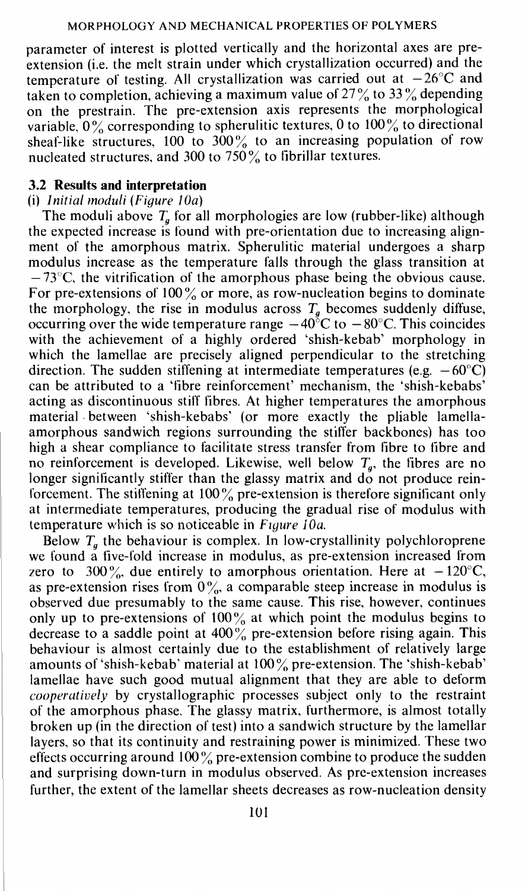parameter of interest is plotted vertically and the horizontal axes are pre-extension (i.e. the melt strain under which crystallization occurred) and the temperature of testing. All crystallization was carried out at $-26^{\circ}C$ and taken to completion, achieving a maximum value of 27% to 33% depending on the prestrain. The pre-extension axis represents the morphological variable, 0% corresponding to spherulitic textures, 0 to 100% to directional sheaf-like structures, 100 to 300% to an increasing population of row nucleated structures, and 300 to 750% to fibrillar textures.

### 3.2 Results and interpretation

(i) *Initial moduli (Figure 10a)*

The moduli above $T_g$ for all morphologies are low (rubber-like) although the expected increase is found with pre-orientation due to increasing alignment of the amorphous matrix. Spherulitic material undergoes a sharp modulus increase as the temperature falls through the glass transition at $-73^{\circ}C$, the vitrification of the amorphous phase being the obvious cause. For pre-extensions of 100% or more, as row-nucleation begins to dominate the morphology, the rise in modulus across $T_g$ becomes suddenly diffuse, occurring over the wide temperature range $-40^{\circ}C$ to $-80^{\circ}C$. This coincides with the achievement of a highly ordered 'shish-kebab' morphology in which the lamellae are precisely aligned perpendicular to the stretching direction. The sudden stiffening at intermediate temperatures (e.g. $-60^{\circ}C$) can be attributed to a 'fibre reinforcement' mechanism, the 'shish-kebabs' acting as discontinuous stiff fibres. At higher temperatures the amorphous material between 'shish-kebabs' (or more exactly the pliable lamella-amorphous sandwich regions surrounding the stiffer backbones) has too high a shear compliance to facilitate stress transfer from fibre to fibre and no reinforcement is developed. Likewise, well below $T_g$, the fibres are no longer significantly stiffer than the glassy matrix and do not produce reinforcement. The stiffening at 100% pre-extension is therefore significant only at intermediate temperatures, producing the gradual rise of modulus with temperature which is so noticeable in *Figure 10a*.

Below $T_g$ the behaviour is complex. In low-crystallinity polychloroprene we found a five-fold increase in modulus, as pre-extension increased from zero to 300%, due entirely to amorphous orientation. Here at $-120^{\circ}C$, as pre-extension rises from 0%, a comparable steep increase in modulus is observed due presumably to the same cause. This rise, however, continues only up to pre-extensions of 100% at which point the modulus begins to decrease to a saddle point at 400% pre-extension before rising again. This behaviour is almost certainly due to the establishment of relatively large amounts of 'shish-kebab' material at 100% pre-extension. The 'shish-kebab' lamellae have such good mutual alignment that they are able to deform *cooperatively* by crystallographic processes subject only to the restraint of the amorphous phase. The glassy matrix, furthermore, is almost totally broken up (in the direction of test) into a sandwich structure by the lamellar layers, so that its continuity and restraining power is minimized. These two effects occurring around 100% pre-extension combine to produce the sudden and surprising down-turn in modulus observed. As pre-extension increases further, the extent of the lamellar sheets decreases as row-nucleation density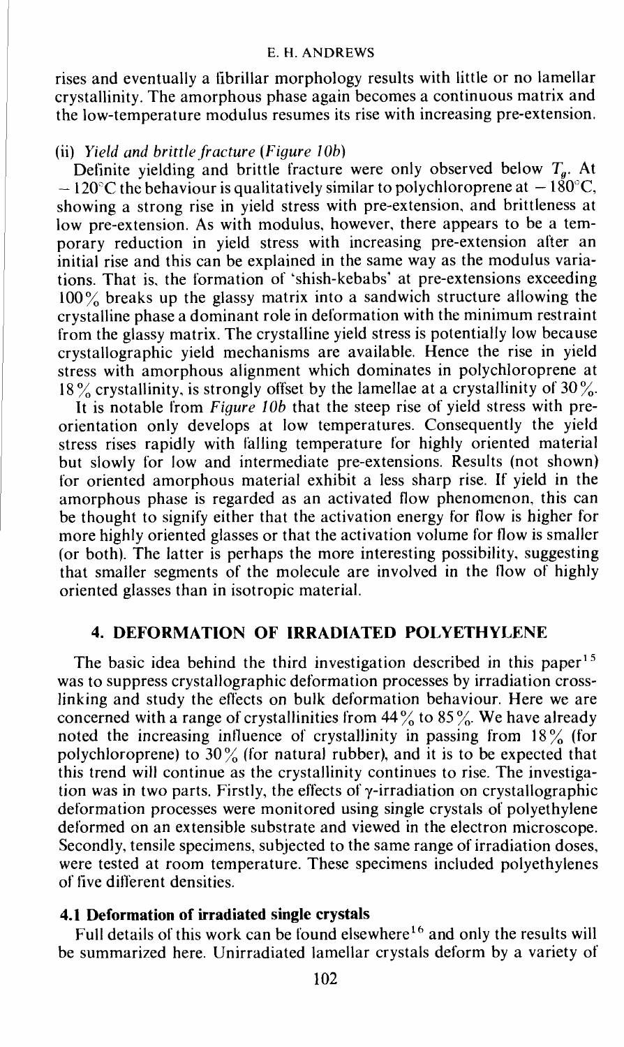rises and eventually a fibrillar morphology results with little or no lamellar crystallinity. The amorphous phase again becomes a continuous matrix and the low-temperature modulus resumes its rise with increasing pre-extension.

(ii) *Yield and brittle fracture* (*Figure 10b*)

Definite yielding and brittle fracture were only observed below $T_g$. At $-120°C$ the behaviour is qualitatively similar to polychloroprene at $-180°C$, showing a strong rise in yield stress with pre-extension, and brittleness at low pre-extension. As with modulus, however, there appears to be a temporary reduction in yield stress with increasing pre-extension after an initial rise and this can be explained in the same way as the modulus variations. That is, the formation of 'shish-kebabs' at pre-extensions exceeding 100% breaks up the glassy matrix into a sandwich structure allowing the crystalline phase a dominant role in deformation with the minimum restraint from the glassy matrix. The crystalline yield stress is potentially low because crystallographic yield mechanisms are available. Hence the rise in yield stress with amorphous alignment which dominates in polychloroprene at 18% crystallinity, is strongly offset by the lamellae at a crystallinity of 30%.

It is notable from *Figure 10b* that the steep rise of yield stress with pre-orientation only develops at low temperatures. Consequently the yield stress rises rapidly with falling temperature for highly oriented material but slowly for low and intermediate pre-extensions. Results (not shown) for oriented amorphous material exhibit a less sharp rise. If yield in the amorphous phase is regarded as an activated flow phenomenon, this can be thought to signify either that the activation energy for flow is higher for more highly oriented glasses or that the activation volume for flow is smaller (or both). The latter is perhaps the more interesting possibility, suggesting that smaller segments of the molecule are involved in the flow of highly oriented glasses than in isotropic material.

## 4. DEFORMATION OF IRRADIATED POLYETHYLENE

The basic idea behind the third investigation described in this paper[15] was to suppress crystallographic deformation processes by irradiation cross-linking and study the effects on bulk deformation behaviour. Here we are concerned with a range of crystallinities from 44% to 85%. We have already noted the increasing influence of crystallinity in passing from 18% (for polychloroprene) to 30% (for natural rubber), and it is to be expected that this trend will continue as the crystallinity continues to rise. The investigation was in two parts. Firstly, the effects of $\gamma$-irradiation on crystallographic deformation processes were monitored using single crystals of polyethylene deformed on an extensible substrate and viewed in the electron microscope. Secondly, tensile specimens, subjected to the same range of irradiation doses, were tested at room temperature. These specimens included polyethylenes of five different densities.

### 4.1 Deformation of irradiated single crystals

Full details of this work can be found elsewhere[16] and only the results will be summarized here. Unirradiated lamellar crystals deform by a variety of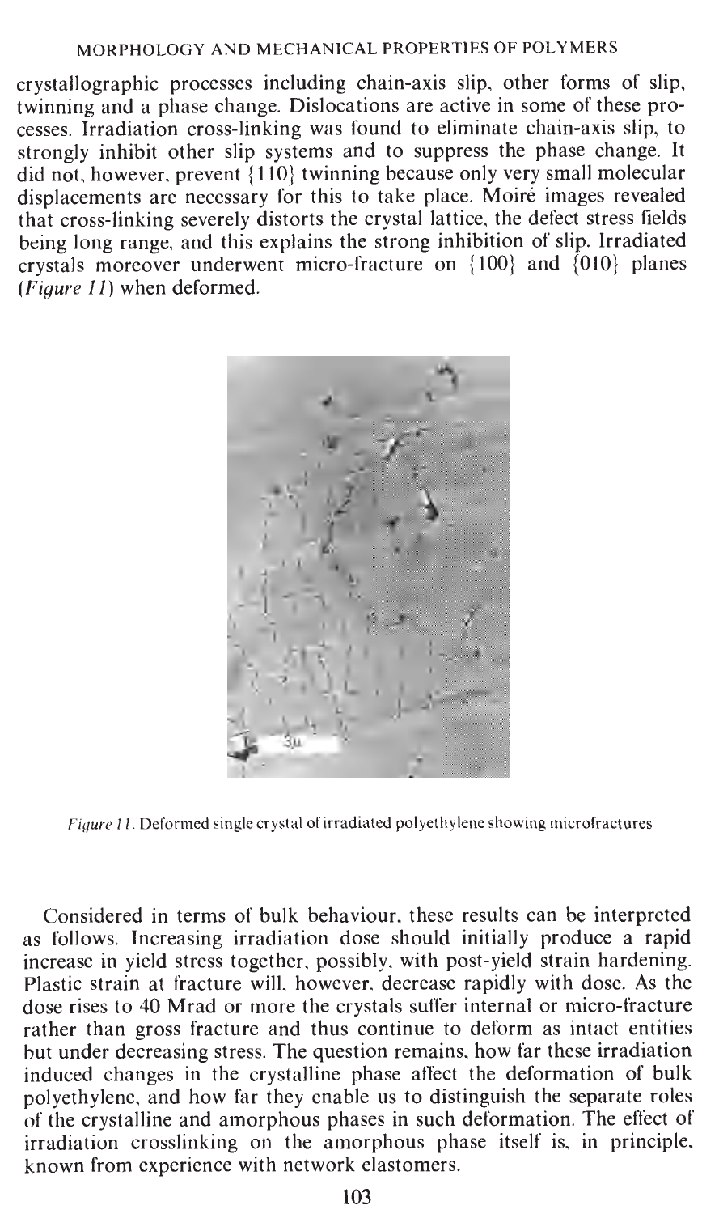crystallographic processes including chain-axis slip, other forms of slip, twinning and a phase change. Dislocations are active in some of these processes. Irradiation cross-linking was found to eliminate chain-axis slip, to strongly inhibit other slip systems and to suppress the phase change. It did not, however, prevent {110} twinning because only very small molecular displacements are necessary for this to take place. Moiré images revealed that cross-linking severely distorts the crystal lattice, the defect stress fields being long range, and this explains the strong inhibition of slip. Irradiated crystals moreover underwent micro-fracture on {100} and {010} planes (*Figure 11*) when deformed.

*Figure 11.* Deformed single crystal of irradiated polyethylene showing microfractures

Considered in terms of bulk behaviour, these results can be interpreted as follows. Increasing irradiation dose should initially produce a rapid increase in yield stress together, possibly, with post-yield strain hardening. Plastic strain at fracture will, however, decrease rapidly with dose. As the dose rises to 40 Mrad or more the crystals suffer internal or micro-fracture rather than gross fracture and thus continue to deform as intact entities but under decreasing stress. The question remains, how far these irradiation induced changes in the crystalline phase affect the deformation of bulk polyethylene, and how far they enable us to distinguish the separate roles of the crystalline and amorphous phases in such deformation. The effect of irradiation crosslinking on the amorphous phase itself is, in principle, known from experience with network elastomers.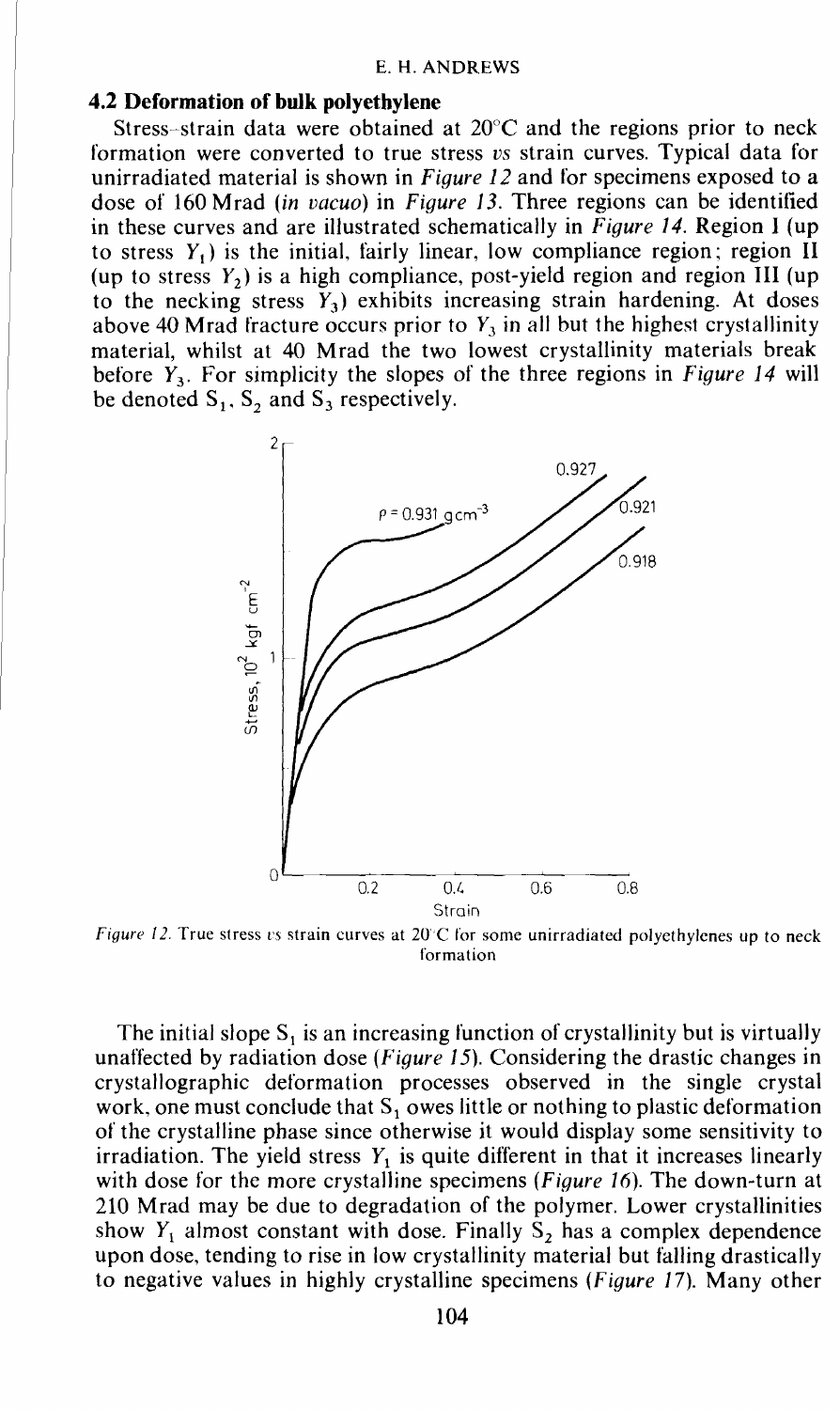## 4.2 Deformation of bulk polyethylene

Stress–strain data were obtained at 20°C and the regions prior to neck formation were converted to true stress *vs* strain curves. Typical data for unirradiated material is shown in *Figure 12* and for specimens exposed to a dose of 160 Mrad (*in vacuo*) in *Figure 13*. Three regions can be identified in these curves and are illustrated schematically in *Figure 14*. Region I (up to stress $Y_1$) is the initial, fairly linear, low compliance region; region II (up to stress $Y_2$) is a high compliance, post-yield region and region III (up to the necking stress $Y_3$) exhibits increasing strain hardening. At doses above 40 Mrad fracture occurs prior to $Y_3$ in all but the highest crystallinity material, whilst at 40 Mrad the two lowest crystallinity materials break before $Y_3$. For simplicity the slopes of the three regions in *Figure 14* will be denoted $S_1$, $S_2$ and $S_3$ respectively.

*Figure 12.* True stress *vs* strain curves at 20°C for some unirradiated polyethylenes up to neck formation

The initial slope $S_1$ is an increasing function of crystallinity but is virtually unaffected by radiation dose (*Figure 15*). Considering the drastic changes in crystallographic deformation processes observed in the single crystal work, one must conclude that $S_1$ owes little or nothing to plastic deformation of the crystalline phase since otherwise it would display some sensitivity to irradiation. The yield stress $Y_1$ is quite different in that it increases linearly with dose for the more crystalline specimens (*Figure 16*). The down-turn at 210 Mrad may be due to degradation of the polymer. Lower crystallinities show $Y_1$ almost constant with dose. Finally $S_2$ has a complex dependence upon dose, tending to rise in low crystallinity material but falling drastically to negative values in highly crystalline specimens (*Figure 17*). Many other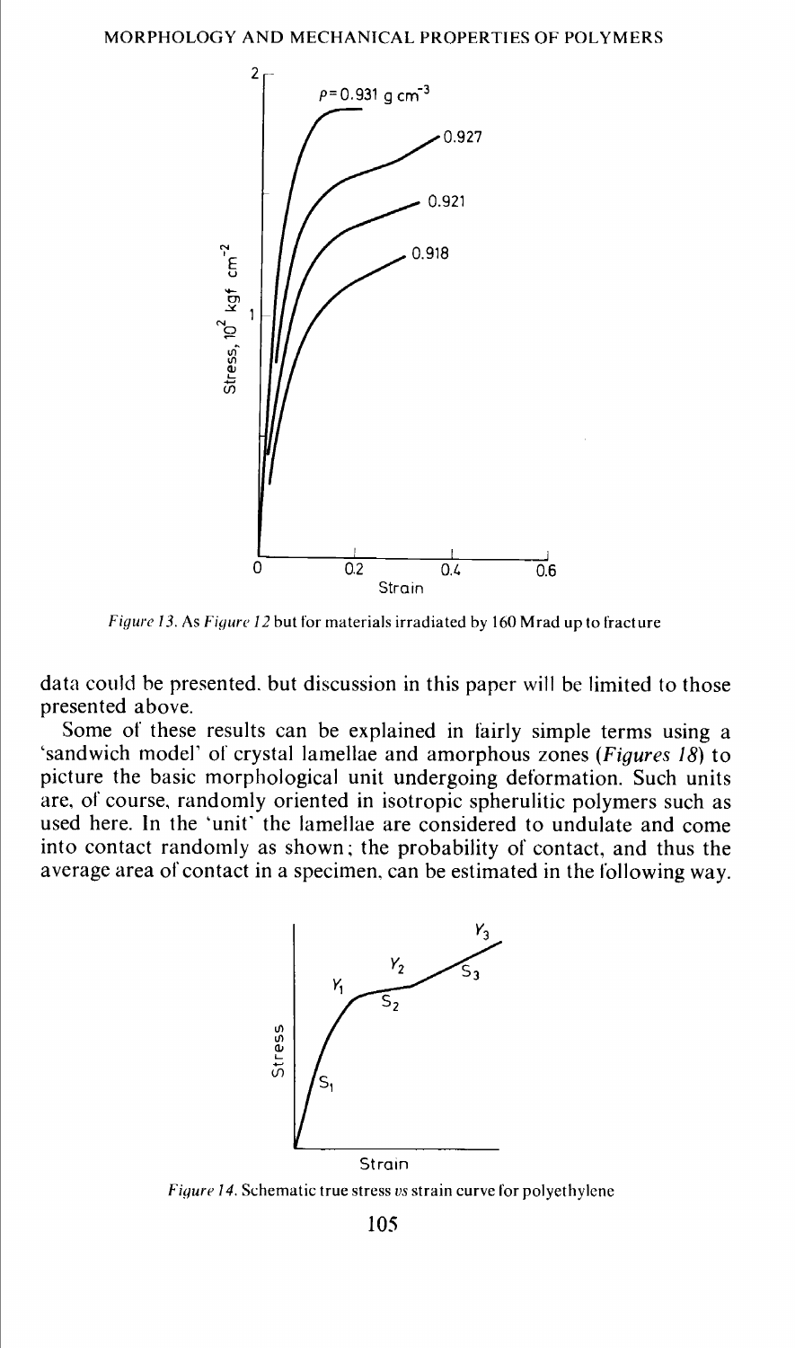Figure 13. As Figure 12 but for materials irradiated by 160 Mrad up to fracture

data could be presented, but discussion in this paper will be limited to those presented above.

Some of these results can be explained in fairly simple terms using a 'sandwich model' of crystal lamellae and amorphous zones (*Figures 18*) to picture the basic morphological unit undergoing deformation. Such units are, of course, randomly oriented in isotropic spherulitic polymers such as used here. In the 'unit' the lamellae are considered to undulate and come into contact randomly as shown; the probability of contact, and thus the average area of contact in a specimen, can be estimated in the following way.

Figure 14. Schematic true stress *vs* strain curve for polyethylene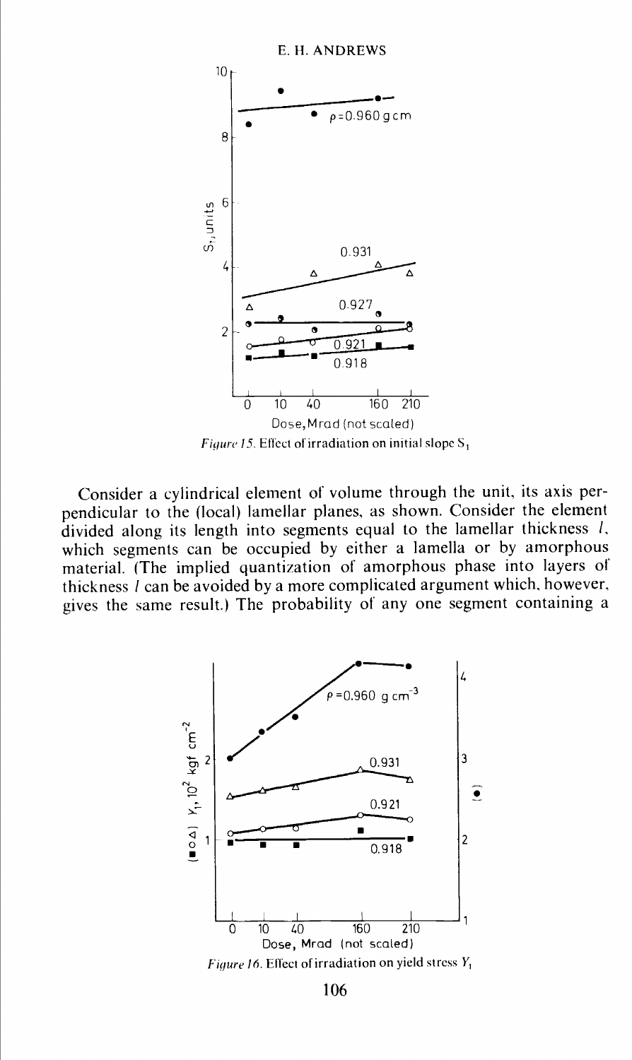*Figure 15*. Effect of irradiation on initial slope $S_1$

Consider a cylindrical element of volume through the unit, its axis perpendicular to the (local) lamellar planes, as shown. Consider the element divided along its length into segments equal to the lamellar thickness $l$, which segments can be occupied by either a lamella or by amorphous material. (The implied quantization of amorphous phase into layers of thickness $l$ can be avoided by a more complicated argument which, however, gives the same result.) The probability of any one segment containing a

*Figure 16*. Effect of irradiation on yield stress $Y_1$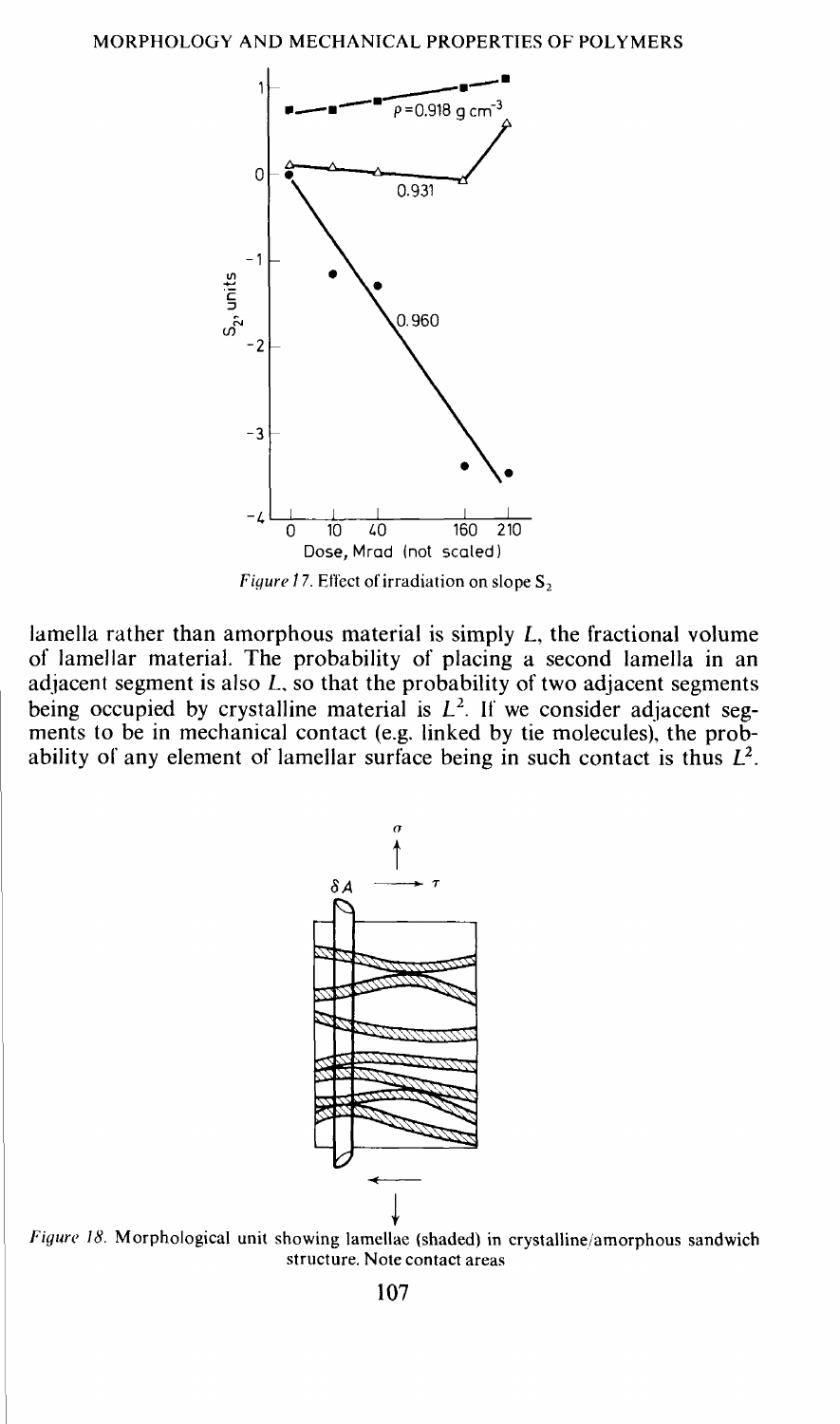*Figure 17.* Effect of irradiation on slope $S_2$

lamella rather than amorphous material is simply $L$, the fractional volume of lamellar material. The probability of placing a second lamella in an adjacent segment is also $L$, so that the probability of two adjacent segments being occupied by crystalline material is $L^2$. If we consider adjacent segments to be in mechanical contact (e.g. linked by tie molecules), the probability of any element of lamellar surface being in such contact is thus $L^2$.

*Figure 18.* Morphological unit showing lamellae (shaded) in crystalline/amorphous sandwich structure. Note contact areas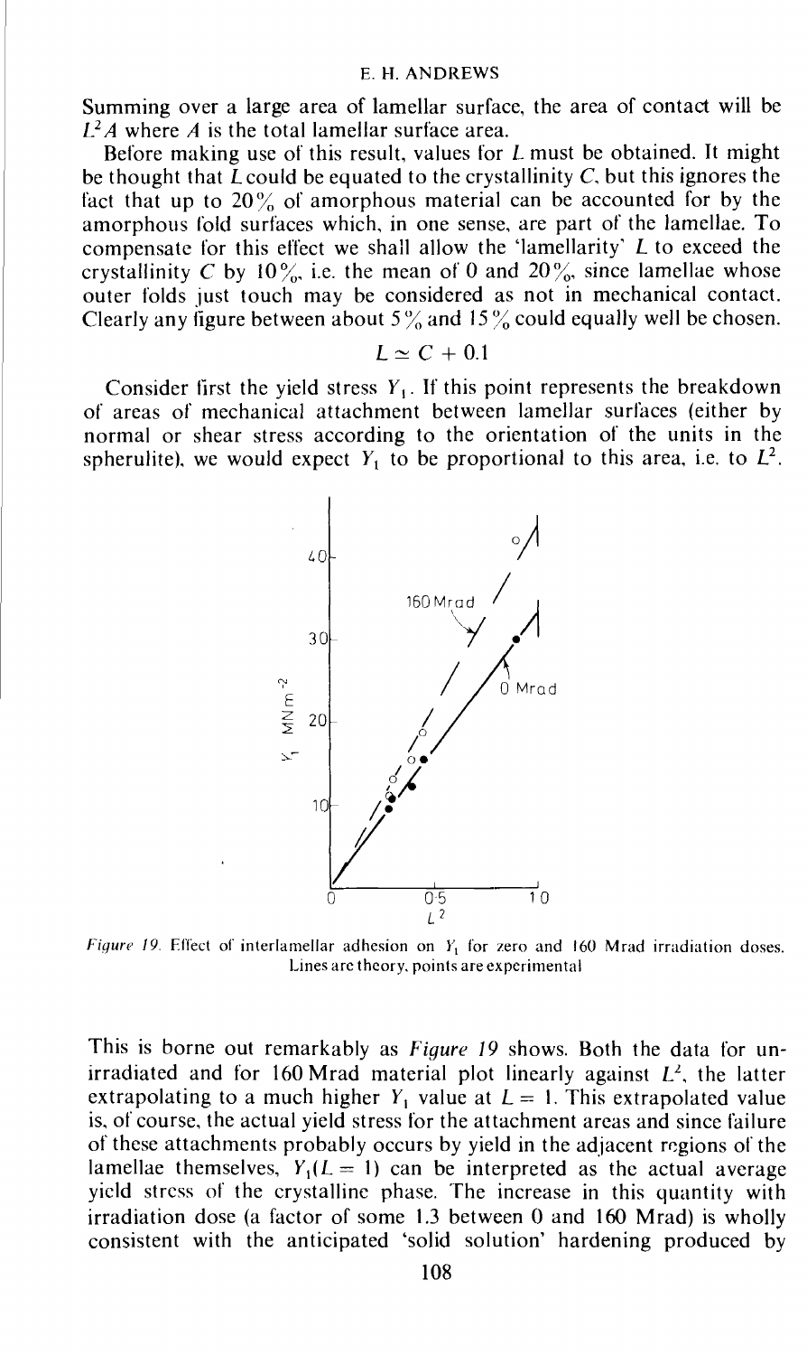Summing over a large area of lamellar surface, the area of contact will be $L^2 A$ where $A$ is the total lamellar surface area.

Before making use of this result, values for $L$ must be obtained. It might be thought that $L$ could be equated to the crystallinity $C$, but this ignores the fact that up to 20% of amorphous material can be accounted for by the amorphous fold surfaces which, in one sense, are part of the lamellae. To compensate for this effect we shall allow the 'lamellarity' $L$ to exceed the crystallinity $C$ by 10%, i.e. the mean of 0 and 20%, since lamellae whose outer folds just touch may be considered as not in mechanical contact. Clearly any figure between about 5% and 15% could equally well be chosen.

$$L \simeq C + 0.1$$

Consider first the yield stress $Y_1$. If this point represents the breakdown of areas of mechanical attachment between lamellar surfaces (either by normal or shear stress according to the orientation of the units in the spherulite), we would expect $Y_1$ to be proportional to this area, i.e. to $L^2$.

*Figure 19.* Effect of interlamellar adhesion on $Y_1$ for zero and 160 Mrad irradiation doses. Lines are theory, points are experimental

This is borne out remarkably as *Figure 19* shows. Both the data for unirradiated and for 160 Mrad material plot linearly against $L^2$, the latter extrapolating to a much higher $Y_1$ value at $L = 1$. This extrapolated value is, of course, the actual yield stress for the attachment areas and since failure of these attachments probably occurs by yield in the adjacent regions of the lamellae themselves, $Y_1(L = 1)$ can be interpreted as the actual average yield stress of the crystalline phase. The increase in this quantity with irradiation dose (a factor of some 1.3 between 0 and 160 Mrad) is wholly consistent with the anticipated 'solid solution' hardening produced by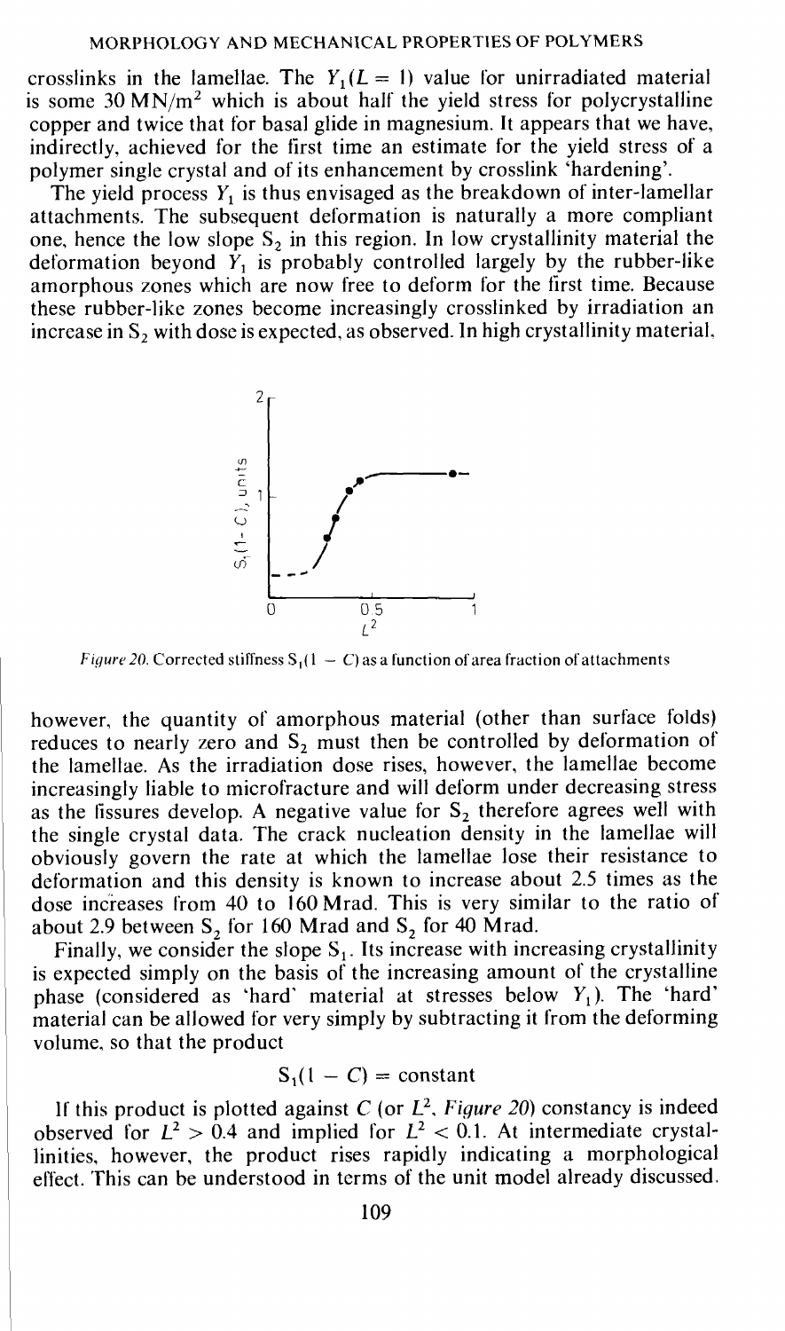crosslinks in the lamellae. The $Y_1(L = 1)$ value for unirradiated material is some 30 MN/m$^2$ which is about half the yield stress for polycrystalline copper and twice that for basal glide in magnesium. It appears that we have, indirectly, achieved for the first time an estimate for the yield stress of a polymer single crystal and of its enhancement by crosslink 'hardening'.

The yield process $Y_1$ is thus envisaged as the breakdown of inter-lamellar attachments. The subsequent deformation is naturally a more compliant one, hence the low slope $S_2$ in this region. In low crystallinity material the deformation beyond $Y_1$ is probably controlled largely by the rubber-like amorphous zones which are now free to deform for the first time. Because these rubber-like zones become increasingly crosslinked by irradiation an increase in $S_2$ with dose is expected, as observed. In high crystallinity material, however, the quantity of amorphous material (other than surface folds) reduces to nearly zero and $S_2$ must then be controlled by deformation of the lamellae. As the irradiation dose rises, however, the lamellae become increasingly liable to microfracture and will deform under decreasing stress as the fissures develop. A negative value for $S_2$ therefore agrees well with the single crystal data. The crack nucleation density in the lamellae will obviously govern the rate at which the lamellae lose their resistance to deformation and this density is known to increase about 2.5 times as the dose increases from 40 to 160 Mrad. This is very similar to the ratio of about 2.9 between $S_2$ for 160 Mrad and $S_2$ for 40 Mrad.

*Figure 20.* Corrected stiffness $S_1(1 - C)$ as a function of area fraction of attachments

Finally, we consider the slope $S_1$. Its increase with increasing crystallinity is expected simply on the basis of the increasing amount of the crystalline phase (considered as 'hard' material at stresses below $Y_1$). The 'hard' material can be allowed for very simply by subtracting it from the deforming volume, so that the product

$$S_1(1 - C) = \text{constant}$$

If this product is plotted against $C$ (or $L^2$, *Figure 20*) constancy is indeed observed for $L^2 > 0.4$ and implied for $L^2 < 0.1$. At intermediate crystallinities, however, the product rises rapidly indicating a morphological effect. This can be understood in terms of the unit model already discussed.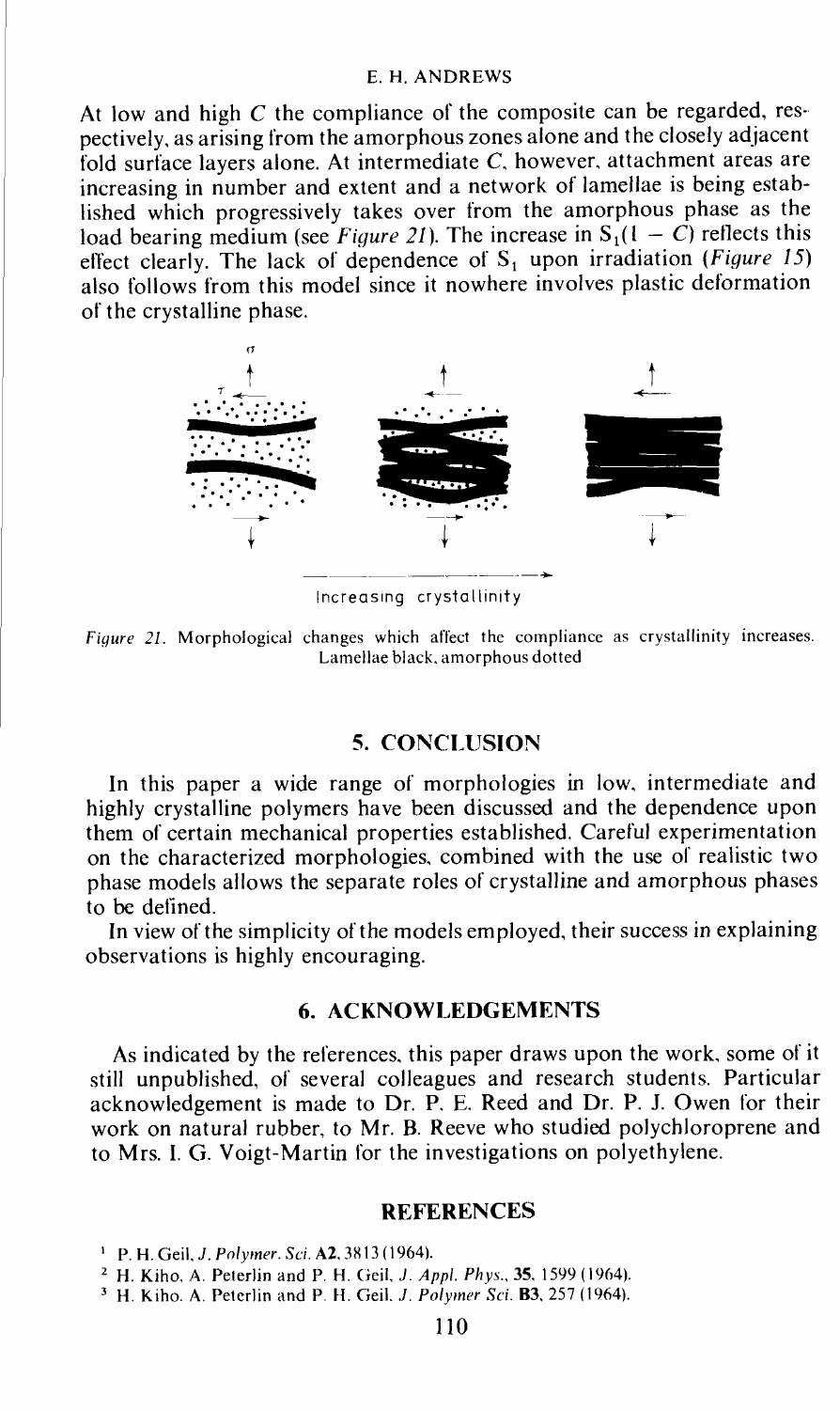At low and high $C$ the compliance of the composite can be regarded, respectively, as arising from the amorphous zones alone and the closely adjacent fold surface layers alone. At intermediate $C$, however, attachment areas are increasing in number and extent and a network of lamellae is being established which progressively takes over from the amorphous phase as the load bearing medium (see *Figure 21*). The increase in $S_1(1 - C)$ reflects this effect clearly. The lack of dependence of $S_1$ upon irradiation (*Figure 15*) also follows from this model since it nowhere involves plastic deformation of the crystalline phase.

*Figure 21.* Morphological changes which affect the compliance as crystallinity increases. Lamellae black, amorphous dotted

## 5. CONCLUSION

In this paper a wide range of morphologies in low, intermediate and highly crystalline polymers have been discussed and the dependence upon them of certain mechanical properties established. Careful experimentation on the characterized morphologies, combined with the use of realistic two phase models allows the separate roles of crystalline and amorphous phases to be defined.

In view of the simplicity of the models employed, their success in explaining observations is highly encouraging.

## 6. ACKNOWLEDGEMENTS

As indicated by the references, this paper draws upon the work, some of it still unpublished, of several colleagues and research students. Particular acknowledgement is made to Dr. P. E. Reed and Dr. P. J. Owen for their work on natural rubber, to Mr. B. Reeve who studied polychloroprene and to Mrs. I. G. Voigt-Martin for the investigations on polyethylene.

## REFERENCES

[1] P. H. Geil, *J. Polymer. Sci.* **A2**, 3813 (1964).

[2] H. Kiho, A. Peterlin and P. H. Geil, *J. Appl. Phys.*, **35**, 1599 (1964).

[3] H. Kiho, A. Peterlin and P. H. Geil, *J. Polymer Sci.* **B3**, 257 (1964).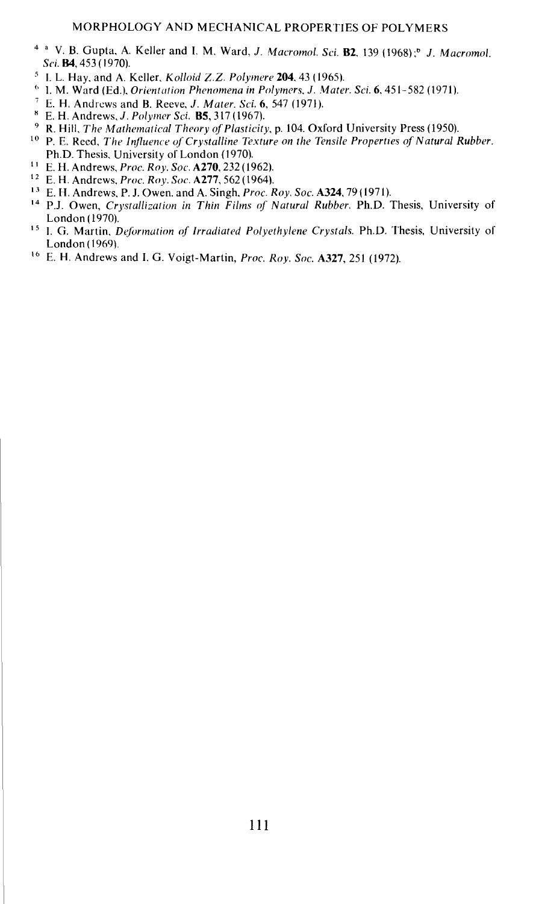[4] [a] V. B. Gupta, A. Keller and I. M. Ward, *J. Macromol. Sci.* **B2**, 139 (1968); [b] *J. Macromol. Sci.* **B4**, 453 (1970).

[5] I. L. Hay, and A. Keller, *Kolloid Z.Z. Polymere* **204**, 43 (1965).

[6] I. M. Ward (Ed.), *Orientation Phenomena in Polymers*, *J. Mater. Sci.* **6**, 451–582 (1971).

[7] E. H. Andrews and B. Reeve, *J. Mater. Sci.* **6**, 547 (1971).

[8] E. H. Andrews, *J. Polymer Sci.* **B5**, 317 (1967).

[9] R. Hill, *The Mathematical Theory of Plasticity*, p. 104. Oxford University Press (1950).

[10] P. E. Reed, *The Influence of Crystalline Texture on the Tensile Properties of Natural Rubber*. Ph.D. Thesis, University of London (1970).

[11] E. H. Andrews, *Proc. Roy. Soc.* **A270**, 232 (1962).

[12] E. H. Andrews, *Proc. Roy. Soc.* **A277**, 562 (1964).

[13] E. H. Andrews, P. J. Owen, and A. Singh, *Proc. Roy. Soc.* **A324**, 79 (1971).

[14] P.J. Owen, *Crystallization in Thin Films of Natural Rubber*. Ph.D. Thesis, University of London (1970).

[15] I. G. Martin, *Deformation of Irradiated Polyethylene Crystals*. Ph.D. Thesis, University of London (1969).

[16] E. H. Andrews and I. G. Voigt-Martin, *Proc. Roy. Soc.* **A327**, 251 (1972).